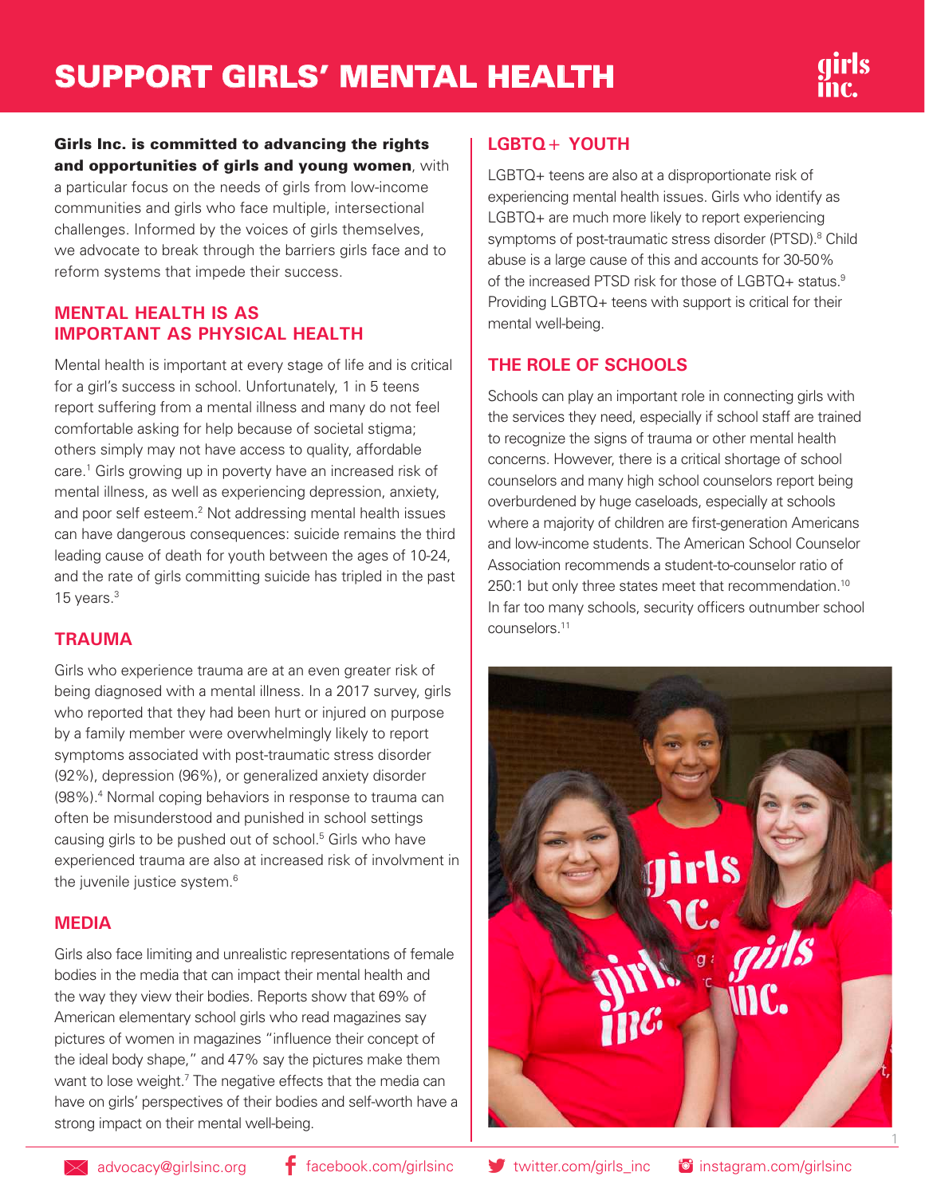# SUPPORT GIRLS' MENTAL HEALTH

**Girls Inc. is committed to advancing the rights and opportunities of girls and young women**, with a particular focus on the needs of girls from low-income communities and girls who face multiple, intersectional challenges. Informed by the voices of girls themselves, we advocate to break through the barriers girls face and to reform systems that impede their success.

## MENTAL HEALTH IS AS IMPORTANT AS PHYSICAL HEALTH

Mental health is important at every stage of life and is critical for a girl's success in school. Unfortunately, 1 in 5 teens report suffering from a mental illness and many do not feel comfortable asking for help because of societal stigma; others simply may not have access to quality, affordable care.[1] Girls growing up in poverty have an increased risk of mental illness, as well as experiencing depression, anxiety, and poor self esteem.[2] Not addressing mental health issues can have dangerous consequences: suicide remains the third leading cause of death for youth between the ages of 10-24, and the rate of girls committing suicide has tripled in the past 15 years.[3]

## TRAUMA

Girls who experience trauma are at an even greater risk of being diagnosed with a mental illness. In a 2017 survey, girls who reported that they had been hurt or injured on purpose by a family member were overwhelmingly likely to report symptoms associated with post-traumatic stress disorder (92%), depression (96%), or generalized anxiety disorder (98%).[4] Normal coping behaviors in response to trauma can often be misunderstood and punished in school settings causing girls to be pushed out of school.[5] Girls who have experienced trauma are also at increased risk of involvment in the juvenile justice system.[6]

## MEDIA

Girls also face limiting and unrealistic representations of female bodies in the media that can impact their mental health and the way they view their bodies. Reports show that 69% of American elementary school girls who read magazines say pictures of women in magazines "influence their concept of the ideal body shape," and 47% say the pictures make them want to lose weight.[7] The negative effects that the media can have on girls' perspectives of their bodies and self-worth have a strong impact on their mental well-being.

## LGBTQ+ YOUTH

LGBTQ+ teens are also at a disproportionate risk of experiencing mental health issues. Girls who identify as LGBTQ+ are much more likely to report experiencing symptoms of post-traumatic stress disorder (PTSD).[8] Child abuse is a large cause of this and accounts for 30-50% of the increased PTSD risk for those of LGBTQ+ status.[9] Providing LGBTQ+ teens with support is critical for their mental well-being.

## THE ROLE OF SCHOOLS

Schools can play an important role in connecting girls with the services they need, especially if school staff are trained to recognize the signs of trauma or other mental health concerns. However, there is a critical shortage of school counselors and many high school counselors report being overburdened by huge caseloads, especially at schools where a majority of children are first-generation Americans and low-income students. The American School Counselor Association recommends a student-to-counselor ratio of 250:1 but only three states meet that recommendation.[10] In far too many schools, security officers outnumber school counselors.[11]

advocacy@girlsinc.org | facebook.com/girlsinc | twitter.com/girls_inc | instagram.com/girlsinc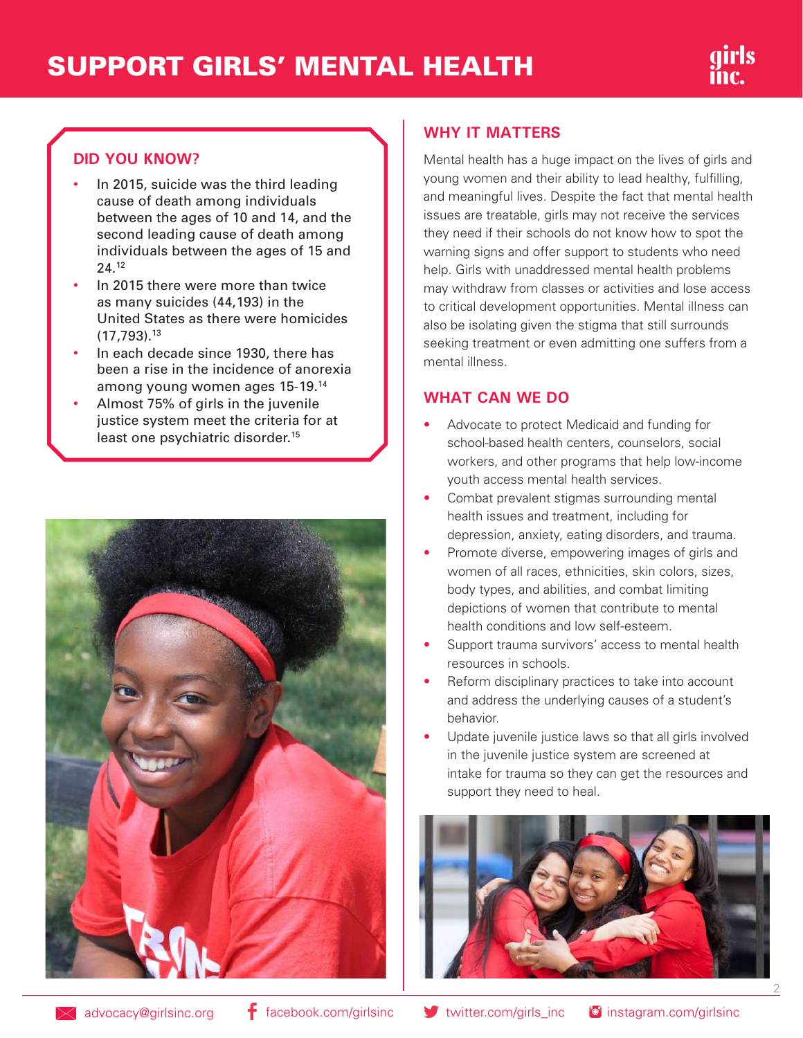# SUPPORT GIRLS' MENTAL HEALTH

## DID YOU KNOW?

- In 2015, suicide was the third leading cause of death among individuals between the ages of 10 and 14, and the second leading cause of death among individuals between the ages of 15 and 24.[12]
- In 2015 there were more than twice as many suicides (44,193) in the United States as there were homicides (17,793).[13]
- In each decade since 1930, there has been a rise in the incidence of anorexia among young women ages 15-19.[14]
- Almost 75% of girls in the juvenile justice system meet the criteria for at least one psychiatric disorder.[15]

## WHY IT MATTERS

Mental health has a huge impact on the lives of girls and young women and their ability to lead healthy, fulfilling, and meaningful lives. Despite the fact that mental health issues are treatable, girls may not receive the services they need if their schools do not know how to spot the warning signs and offer support to students who need help. Girls with unaddressed mental health problems may withdraw from classes or activities and lose access to critical development opportunities. Mental illness can also be isolating given the stigma that still surrounds seeking treatment or even admitting one suffers from a mental illness.

## WHAT CAN WE DO

- Advocate to protect Medicaid and funding for school-based health centers, counselors, social workers, and other programs that help low-income youth access mental health services.
- Combat prevalent stigmas surrounding mental health issues and treatment, including for depression, anxiety, eating disorders, and trauma.
- Promote diverse, empowering images of girls and women of all races, ethnicities, skin colors, sizes, body types, and abilities, and combat limiting depictions of women that contribute to mental health conditions and low self-esteem.
- Support trauma survivors' access to mental health resources in schools.
- Reform disciplinary practices to take into account and address the underlying causes of a student's behavior.
- Update juvenile justice laws so that all girls involved in the juvenile justice system are screened at intake for trauma so they can get the resources and support they need to heal.

advocacy@girlsinc.org | facebook.com/girlsinc | twitter.com/girls_inc | instagram.com/girlsinc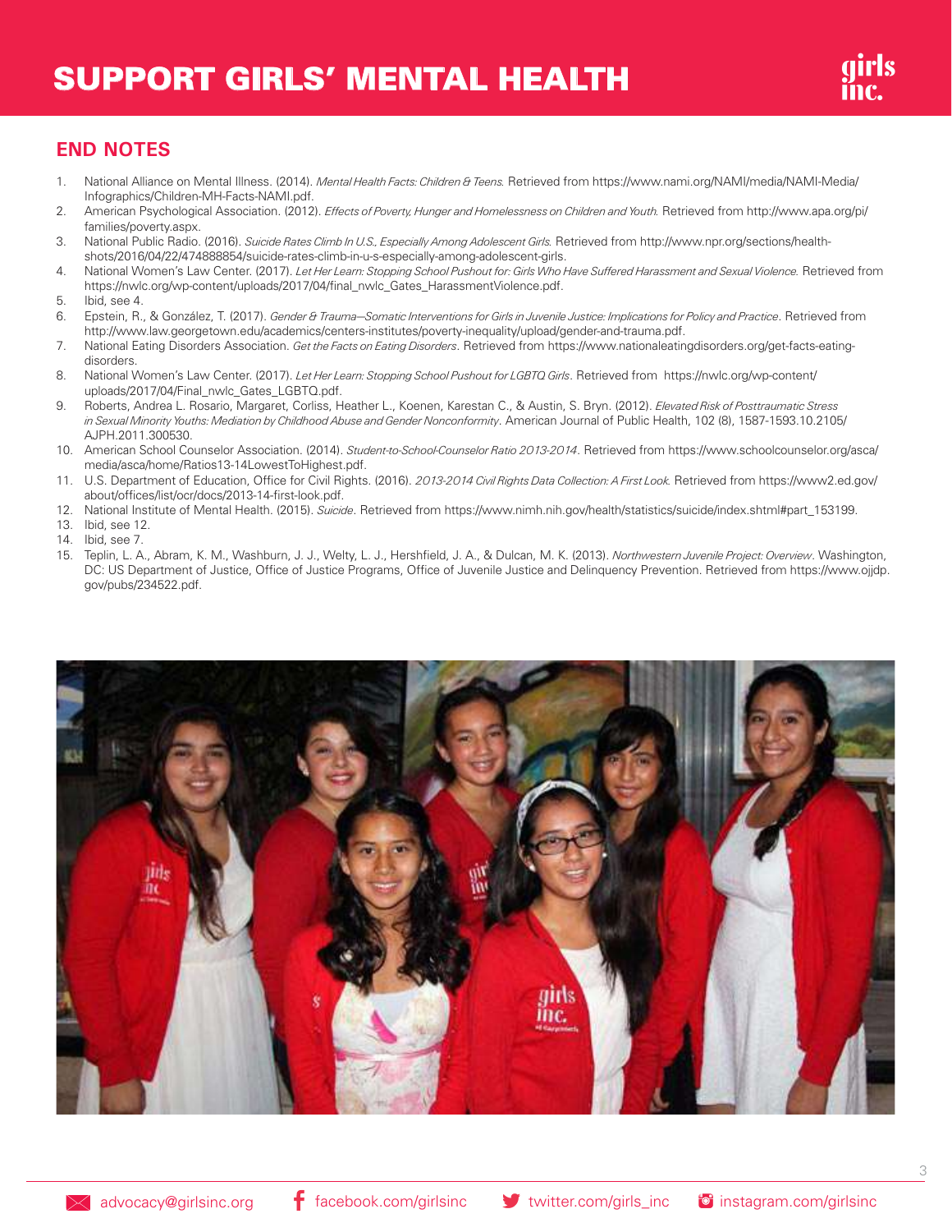## END NOTES

1. National Alliance on Mental Illness. (2014). *Mental Health Facts: Children & Teens.* Retrieved from https://www.nami.org/NAMI/media/NAMI-Media/Infographics/Children-MH-Facts-NAMI.pdf.
2. American Psychological Association. (2012). *Effects of Poverty, Hunger and Homelessness on Children and Youth.* Retrieved from http://www.apa.org/pi/families/poverty.aspx.
3. National Public Radio. (2016). *Suicide Rates Climb In U.S., Especially Among Adolescent Girls.* Retrieved from http://www.npr.org/sections/health-shots/2016/04/22/474888854/suicide-rates-climb-in-u-s-especially-among-adolescent-girls.
4. National Women's Law Center. (2017). *Let Her Learn: Stopping School Pushout for: Girls Who Have Suffered Harassment and Sexual Violence.* Retrieved from https://nwlc.org/wp-content/uploads/2017/04/final_nwlc_Gates_HarassmentViolence.pdf.
5. Ibid, see 4.
6. Epstein, R., & González, T. (2017). *Gender & Trauma—Somatic Interventions for Girls in Juvenile Justice: Implications for Policy and Practice.* Retrieved from http://www.law.georgetown.edu/academics/centers-institutes/poverty-inequality/upload/gender-and-trauma.pdf.
7. National Eating Disorders Association. *Get the Facts on Eating Disorders.* Retrieved from https://www.nationaleatingdisorders.org/get-facts-eating-disorders.
8. National Women's Law Center. (2017). *Let Her Learn: Stopping School Pushout for LGBTQ Girls.* Retrieved from https://nwlc.org/wp-content/uploads/2017/04/Final_nwlc_Gates_LGBTQ.pdf.
9. Roberts, Andrea L. Rosario, Margaret, Corliss, Heather L., Koenen, Karestan C., & Austin, S. Bryn. (2012). *Elevated Risk of Posttraumatic Stress in Sexual Minority Youths: Mediation by Childhood Abuse and Gender Nonconformity.* American Journal of Public Health, 102 (8), 1587-1593.10.2105/AJPH.2011.300530.
10. American School Counselor Association. (2014). *Student-to-School-Counselor Ratio 2013-2014.* Retrieved from https://www.schoolcounselor.org/asca/media/asca/home/Ratios13-14LowestToHighest.pdf.
11. U.S. Department of Education, Office for Civil Rights. (2016). *2013-2014 Civil Rights Data Collection: A First Look.* Retrieved from https://www2.ed.gov/about/offices/list/ocr/docs/2013-14-first-look.pdf.
12. National Institute of Mental Health. (2015). *Suicide.* Retrieved from https://www.nimh.nih.gov/health/statistics/suicide/index.shtml#part_153199.
13. Ibid, see 12.
14. Ibid, see 7.
15. Teplin, L. A., Abram, K. M., Washburn, J. J., Welty, L. J., Hershfield, J. A., & Dulcan, M. K. (2013). *Northwestern Juvenile Project: Overview.* Washington, DC: US Department of Justice, Office of Justice Programs, Office of Juvenile Justice and Delinquency Prevention. Retrieved from https://www.ojjdp.gov/pubs/234522.pdf.

advocacy@girlsinc.org facebook.com/girlsinc twitter.com/girls_inc instagram.com/girlsinc